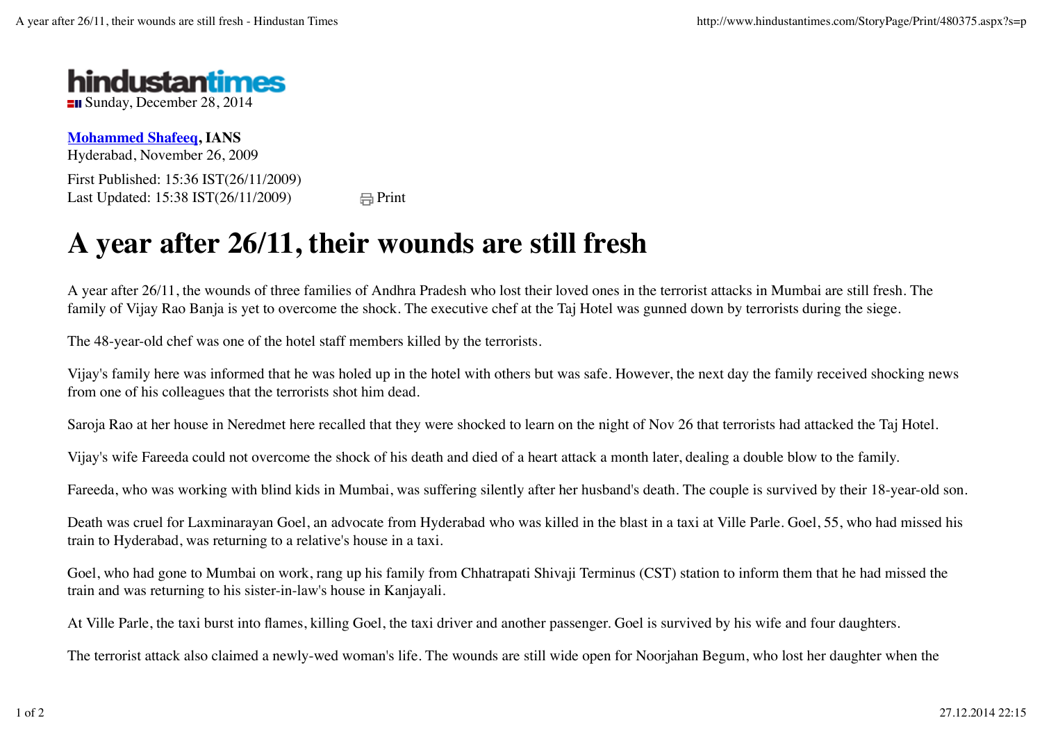hindustantimes
Sunday, December 28, 2014

**Mohammed Shafeeq, IANS**
Hyderabad, November 26, 2009

First Published: 15:36 IST(26/11/2009)
Last Updated: 15:38 IST(26/11/2009)

# A year after 26/11, their wounds are still fresh

A year after 26/11, the wounds of three families of Andhra Pradesh who lost their loved ones in the terrorist attacks in Mumbai are still fresh. The family of Vijay Rao Banja is yet to overcome the shock. The executive chef at the Taj Hotel was gunned down by terrorists during the siege.

The 48-year-old chef was one of the hotel staff members killed by the terrorists.

Vijay's family here was informed that he was holed up in the hotel with others but was safe. However, the next day the family received shocking news from one of his colleagues that the terrorists shot him dead.

Saroja Rao at her house in Neredmet here recalled that they were shocked to learn on the night of Nov 26 that terrorists had attacked the Taj Hotel.

Vijay's wife Fareeda could not overcome the shock of his death and died of a heart attack a month later, dealing a double blow to the family.

Fareeda, who was working with blind kids in Mumbai, was suffering silently after her husband's death. The couple is survived by their 18-year-old son.

Death was cruel for Laxminarayan Goel, an advocate from Hyderabad who was killed in the blast in a taxi at Ville Parle. Goel, 55, who had missed his train to Hyderabad, was returning to a relative's house in a taxi.

Goel, who had gone to Mumbai on work, rang up his family from Chhatrapati Shivaji Terminus (CST) station to inform them that he had missed the train and was returning to his sister-in-law's house in Kanjayali.

At Ville Parle, the taxi burst into flames, killing Goel, the taxi driver and another passenger. Goel is survived by his wife and four daughters.

The terrorist attack also claimed a newly-wed woman's life. The wounds are still wide open for Noorjahan Begum, who lost her daughter when the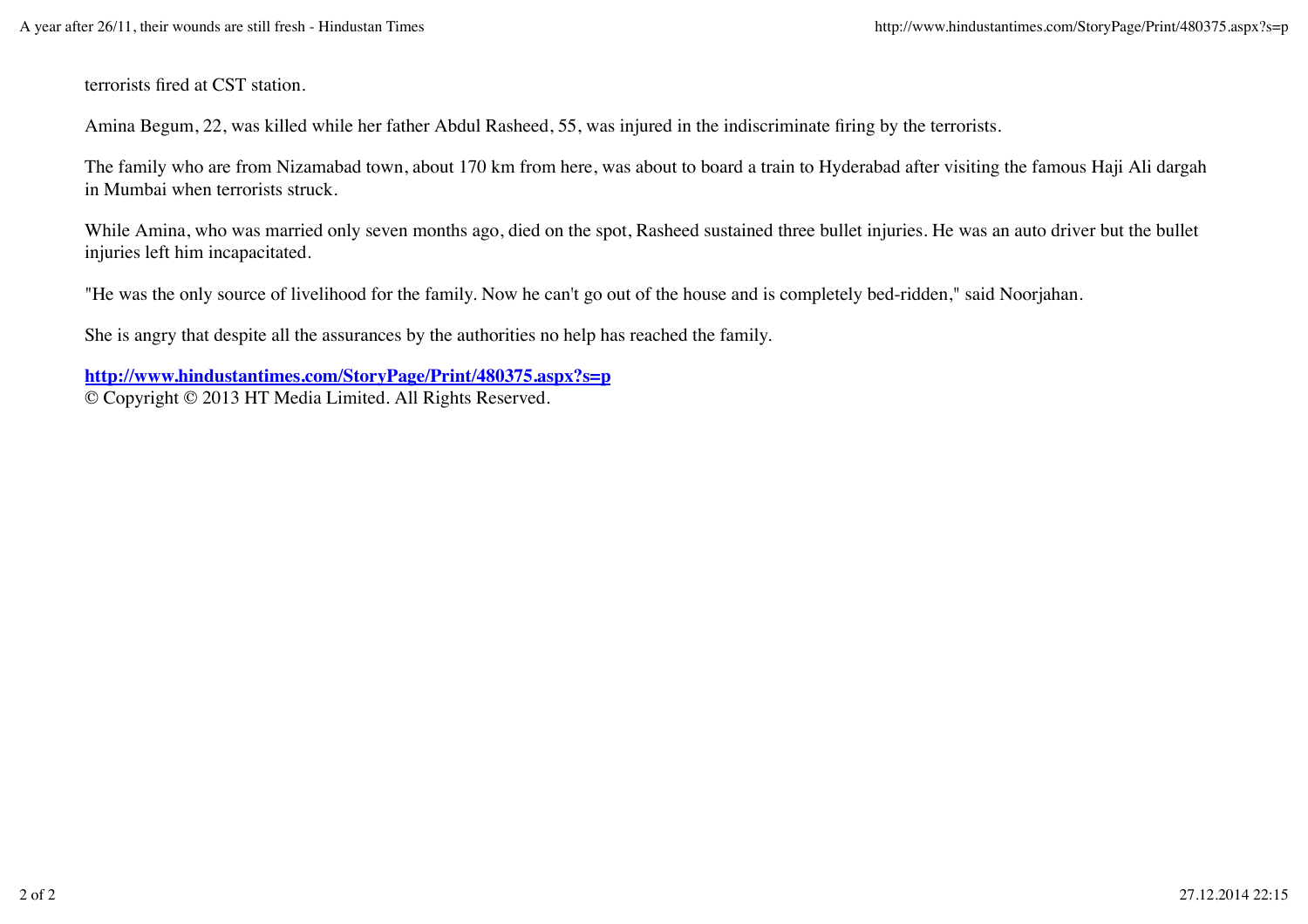terrorists fired at CST station.

Amina Begum, 22, was killed while her father Abdul Rasheed, 55, was injured in the indiscriminate firing by the terrorists.

The family who are from Nizamabad town, about 170 km from here, was about to board a train to Hyderabad after visiting the famous Haji Ali dargah in Mumbai when terrorists struck.

While Amina, who was married only seven months ago, died on the spot, Rasheed sustained three bullet injuries. He was an auto driver but the bullet injuries left him incapacitated.

"He was the only source of livelihood for the family. Now he can't go out of the house and is completely bed-ridden," said Noorjahan.

She is angry that despite all the assurances by the authorities no help has reached the family.

**http://www.hindustantimes.com/StoryPage/Print/480375.aspx?s=p**
© Copyright © 2013 HT Media Limited. All Rights Reserved.